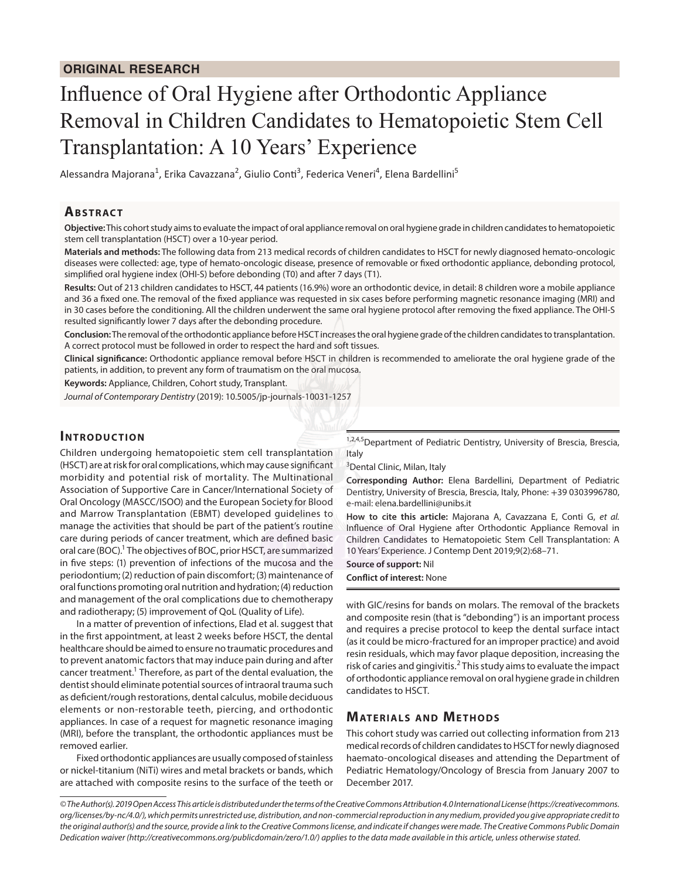ORIGINAL RESEARCH

# Influence of Oral Hygiene after Orthodontic Appliance Removal in Children Candidates to Hematopoietic Stem Cell Transplantation: A 10 Years' Experience

Alessandra Majorana[1], Erika Cavazzana[2], Giulio Conti[3], Federica Veneri[4], Elena Bardellini[5]

## Abstract

**Objective:** This cohort study aims to evaluate the impact of oral appliance removal on oral hygiene grade in children candidates to hematopoietic stem cell transplantation (HSCT) over a 10-year period.

**Materials and methods:** The following data from 213 medical records of children candidates to HSCT for newly diagnosed hemato-oncologic diseases were collected: age, type of hemato-oncologic disease, presence of removable or fixed orthodontic appliance, debonding protocol, simplified oral hygiene index (OHI-S) before debonding (T0) and after 7 days (T1).

**Results:** Out of 213 children candidates to HSCT, 44 patients (16.9%) wore an orthodontic device, in detail: 8 children wore a mobile appliance and 36 a fixed one. The removal of the fixed appliance was requested in six cases before performing magnetic resonance imaging (MRI) and in 30 cases before the conditioning. All the children underwent the same oral hygiene protocol after removing the fixed appliance. The OHI-S resulted significantly lower 7 days after the debonding procedure.

**Conclusion:** The removal of the orthodontic appliance before HSCT increases the oral hygiene grade of the children candidates to transplantation. A correct protocol must be followed in order to respect the hard and soft tissues.

**Clinical significance:** Orthodontic appliance removal before HSCT in children is recommended to ameliorate the oral hygiene grade of the patients, in addition, to prevent any form of traumatism on the oral mucosa.

**Keywords:** Appliance, Children, Cohort study, Transplant.

*Journal of Contemporary Dentistry* (2019): 10.5005/jp-journals-10031-1257

## Introduction

Children undergoing hematopoietic stem cell transplantation (HSCT) are at risk for oral complications, which may cause significant morbidity and potential risk of mortality. The Multinational Association of Supportive Care in Cancer/International Society of Oral Oncology (MASCC/ISOO) and the European Society for Blood and Marrow Transplantation (EBMT) developed guidelines to manage the activities that should be part of the patient's routine care during periods of cancer treatment, which are defined basic oral care (BOC).[1] The objectives of BOC, prior HSCT, are summarized in five steps: (1) prevention of infections of the mucosa and the periodontium; (2) reduction of pain discomfort; (3) maintenance of oral functions promoting oral nutrition and hydration; (4) reduction and management of the oral complications due to chemotherapy and radiotherapy; (5) improvement of QoL (Quality of Life).

In a matter of prevention of infections, Elad et al. suggest that in the first appointment, at least 2 weeks before HSCT, the dental healthcare should be aimed to ensure no traumatic procedures and to prevent anatomic factors that may induce pain during and after cancer treatment.[1] Therefore, as part of the dental evaluation, the dentist should eliminate potential sources of intraoral trauma such as deficient/rough restorations, dental calculus, mobile deciduous elements or non-restorable teeth, piercing, and orthodontic appliances. In case of a request for magnetic resonance imaging (MRI), before the transplant, the orthodontic appliances must be removed earlier.

Fixed orthodontic appliances are usually composed of stainless or nickel-titanium (NiTi) wires and metal brackets or bands, which are attached with composite resins to the surface of the teeth or with GIC/resins for bands on molars. The removal of the brackets and composite resin (that is "debonding") is an important process and requires a precise protocol to keep the dental surface intact (as it could be micro-fractured for an improper practice) and avoid resin residuals, which may favor plaque deposition, increasing the risk of caries and gingivitis.[2] This study aims to evaluate the impact of orthodontic appliance removal on oral hygiene grade in children candidates to HSCT.

[1,2,4,5]Department of Pediatric Dentistry, University of Brescia, Brescia, Italy

[3]Dental Clinic, Milan, Italy

**Corresponding Author:** Elena Bardellini, Department of Pediatric Dentistry, University of Brescia, Brescia, Italy, Phone: +39 0303996780, e-mail: elena.bardellini@unibs.it

**How to cite this article:** Majorana A, Cavazzana E, Conti G, *et al.* Influence of Oral Hygiene after Orthodontic Appliance Removal in Children Candidates to Hematopoietic Stem Cell Transplantation: A 10 Years' Experience. J Contemp Dent 2019;9(2):68–71.

**Source of support:** Nil

**Conflict of interest:** None

## Materials and Methods

This cohort study was carried out collecting information from 213 medical records of children candidates to HSCT for newly diagnosed haemato-oncological diseases and attending the Department of Pediatric Hematology/Oncology of Brescia from January 2007 to December 2017.

*© The Author(s). 2019 Open Access This article is distributed under the terms of the Creative Commons Attribution 4.0 International License (https://creativecommons.org/licenses/by-nc/4.0/), which permits unrestricted use, distribution, and non-commercial reproduction in any medium, provided you give appropriate credit to the original author(s) and the source, provide a link to the Creative Commons license, and indicate if changes were made. The Creative Commons Public Domain Dedication waiver (http://creativecommons.org/publicdomain/zero/1.0/) applies to the data made available in this article, unless otherwise stated.*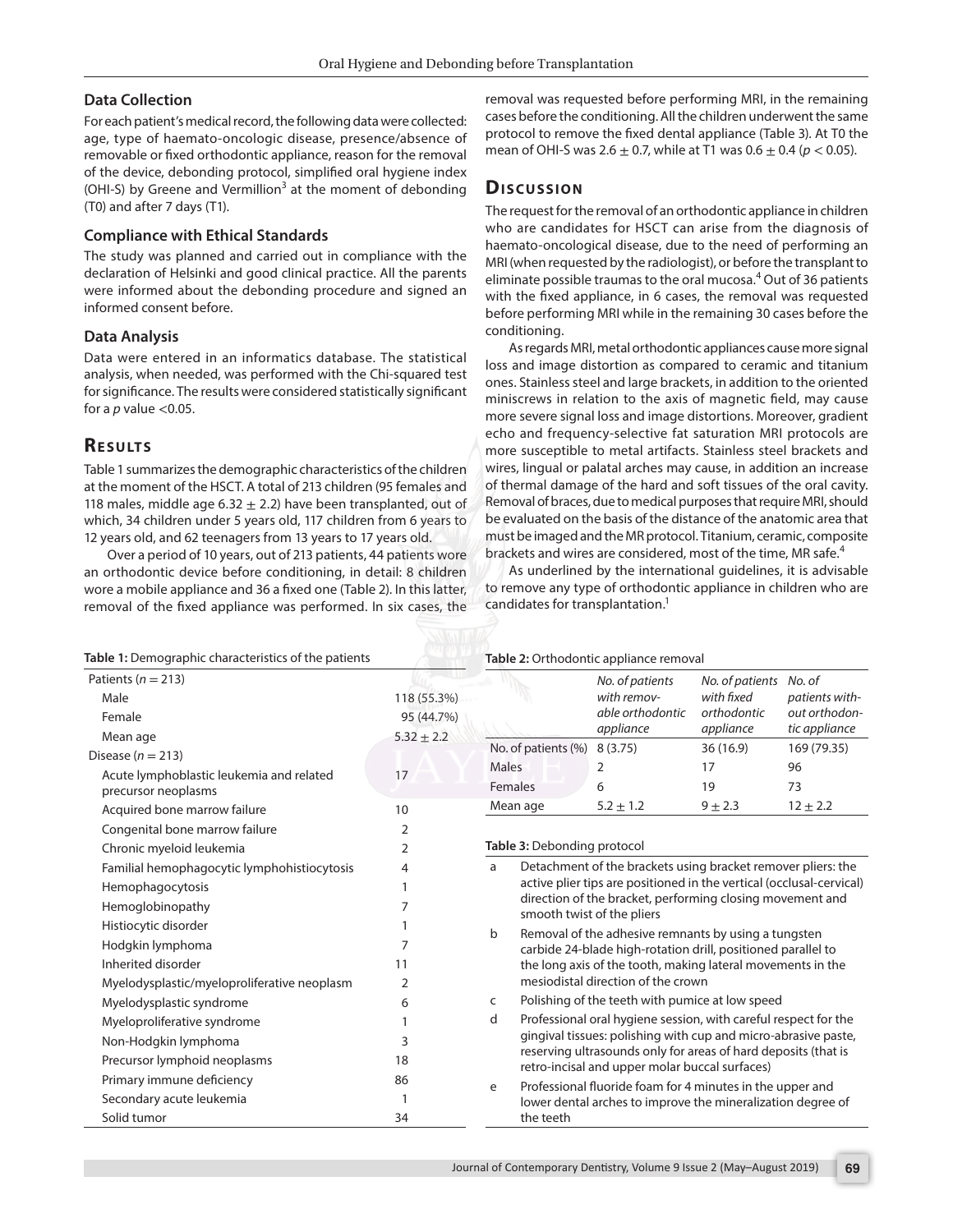### Data Collection

For each patient's medical record, the following data were collected: age, type of haemato-oncologic disease, presence/absence of removable or fixed orthodontic appliance, reason for the removal of the device, debonding protocol, simplified oral hygiene index (OHI-S) by Greene and Vermillion[3] at the moment of debonding (T0) and after 7 days (T1).

### Compliance with Ethical Standards

The study was planned and carried out in compliance with the declaration of Helsinki and good clinical practice. All the parents were informed about the debonding procedure and signed an informed consent before.

### Data Analysis

Data were entered in an informatics database. The statistical analysis, when needed, was performed with the Chi-squared test for significance. The results were considered statistically significant for a $p$ value <0.05.

## Results

Table 1 summarizes the demographic characteristics of the children at the moment of the HSCT. A total of 213 children (95 females and 118 males, middle age $6.32 \pm 2.2$) have been transplanted, out of which, 34 children under 5 years old, 117 children from 6 years to 12 years old, and 62 teenagers from 13 years to 17 years old.

Over a period of 10 years, out of 213 patients, 44 patients wore an orthodontic device before conditioning, in detail: 8 children wore a mobile appliance and 36 a fixed one (Table 2). In this latter, removal of the fixed appliance was performed. In six cases, the removal was requested before performing MRI, in the remaining cases before the conditioning. All the children underwent the same protocol to remove the fixed dental appliance (Table 3). At T0 the mean of OHI-S was $2.6 \pm 0.7$, while at T1 was $0.6 \pm 0.4$ ($p < 0.05$).

## Discussion

The request for the removal of an orthodontic appliance in children who are candidates for HSCT can arise from the diagnosis of haemato-oncological disease, due to the need of performing an MRI (when requested by the radiologist), or before the transplant to eliminate possible traumas to the oral mucosa.[4] Out of 36 patients with the fixed appliance, in 6 cases, the removal was requested before performing MRI while in the remaining 30 cases before the conditioning.

As regards MRI, metal orthodontic appliances cause more signal loss and image distortion as compared to ceramic and titanium ones. Stainless steel and large brackets, in addition to the oriented miniscrews in relation to the axis of magnetic field, may cause more severe signal loss and image distortions. Moreover, gradient echo and frequency-selective fat saturation MRI protocols are more susceptible to metal artifacts. Stainless steel brackets and wires, lingual or palatal arches may cause, in addition an increase of thermal damage of the hard and soft tissues of the oral cavity. Removal of braces, due to medical purposes that require MRI, should be evaluated on the basis of the distance of the anatomic area that must be imaged and the MR protocol. Titanium, ceramic, composite brackets and wires are considered, most of the time, MR safe.[4]

As underlined by the international guidelines, it is advisable to remove any type of orthodontic appliance in children who are candidates for transplantation.[1]

**Table 1:** Demographic characteristics of the patients

| | |
|---|---|
| Patients ($n = 213$) | |
| Male | 118 (55.3%) |
| Female | 95 (44.7%) |
| Mean age | $5.32 \pm 2.2$ |
| Disease ($n = 213$) | |
| Acute lymphoblastic leukemia and related precursor neoplasms | 17 |
| Acquired bone marrow failure | 10 |
| Congenital bone marrow failure | 2 |
| Chronic myeloid leukemia | 2 |
| Familial hemophagocytic lymphohistiocytosis | 4 |
| Hemophagocytosis | 1 |
| Hemoglobinopathy | 7 |
| Histiocytic disorder | 1 |
| Hodgkin lymphoma | 7 |
| Inherited disorder | 11 |
| Myelodysplastic/myeloproliferative neoplasm | 2 |
| Myelodysplastic syndrome | 6 |
| Myeloproliferative syndrome | 1 |
| Non-Hodgkin lymphoma | 3 |
| Precursor lymphoid neoplasms | 18 |
| Primary immune deficiency | 86 |
| Secondary acute leukemia | 1 |
| Solid tumor | 34 |

**Table 2:** Orthodontic appliance removal

| | *No. of patients with removable orthodontic appliance* | *No. of patients with fixed orthodontic appliance* | *No. of patients without orthodontic appliance* |
|---|---|---|---|
| No. of patients (%) | 8 (3.75) | 36 (16.9) | 169 (79.35) |
| Males | 2 | 17 | 96 |
| Females | 6 | 19 | 73 |
| Mean age | $5.2 \pm 1.2$ | $9 \pm 2.3$ | $12 \pm 2.2$ |

**Table 3:** Debonding protocol

| | |
|---|---|
| a | Detachment of the brackets using bracket remover pliers: the active plier tips are positioned in the vertical (occlusal-cervical) direction of the bracket, performing closing movement and smooth twist of the pliers |
| b | Removal of the adhesive remnants by using a tungsten carbide 24-blade high-rotation drill, positioned parallel to the long axis of the tooth, making lateral movements in the mesiodistal direction of the crown |
| c | Polishing of the teeth with pumice at low speed |
| d | Professional oral hygiene session, with careful respect for the gingival tissues: polishing with cup and micro-abrasive paste, reserving ultrasounds only for areas of hard deposits (that is retro-incisal and upper molar buccal surfaces) |
| e | Professional fluoride foam for 4 minutes in the upper and lower dental arches to improve the mineralization degree of the teeth |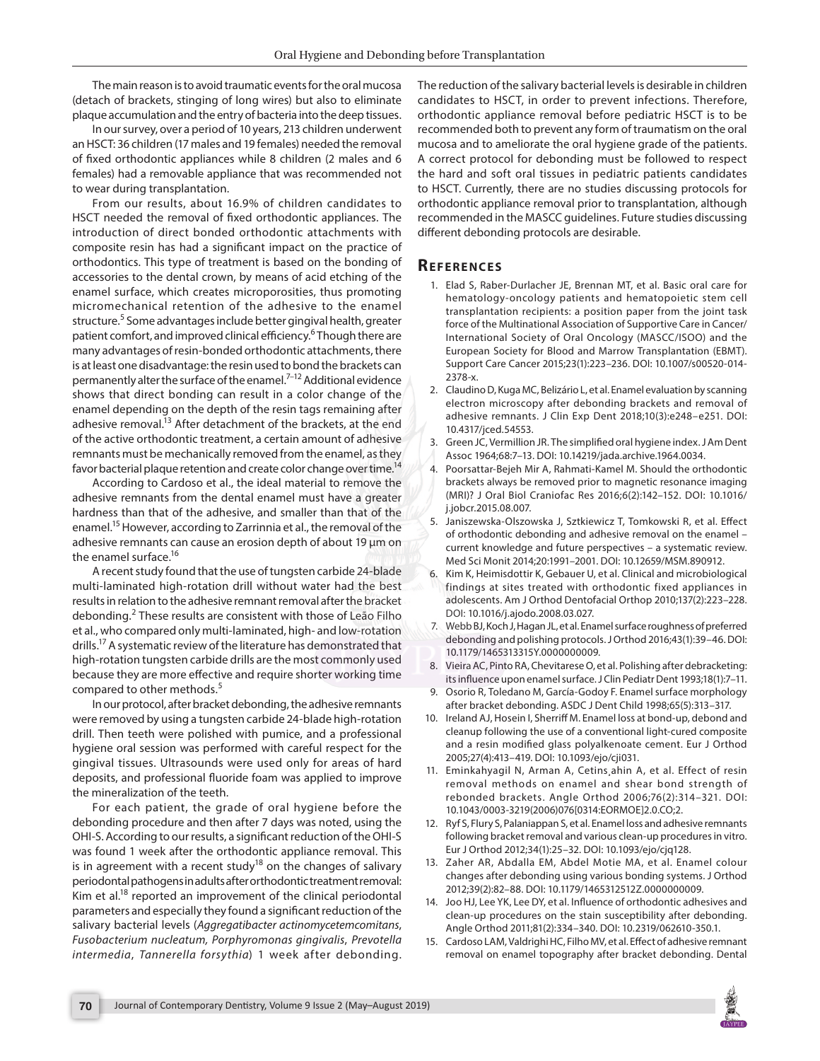The main reason is to avoid traumatic events for the oral mucosa (detach of brackets, stinging of long wires) but also to eliminate plaque accumulation and the entry of bacteria into the deep tissues.

In our survey, over a period of 10 years, 213 children underwent an HSCT: 36 children (17 males and 19 females) needed the removal of fixed orthodontic appliances while 8 children (2 males and 6 females) had a removable appliance that was recommended not to wear during transplantation.

From our results, about 16.9% of children candidates to HSCT needed the removal of fixed orthodontic appliances. The introduction of direct bonded orthodontic attachments with composite resin has had a significant impact on the practice of orthodontics. This type of treatment is based on the bonding of accessories to the dental crown, by means of acid etching of the enamel surface, which creates microporosities, thus promoting micromechanical retention of the adhesive to the enamel structure.[5] Some advantages include better gingival health, greater patient comfort, and improved clinical efficiency.[6] Though there are many advantages of resin-bonded orthodontic attachments, there is at least one disadvantage: the resin used to bond the brackets can permanently alter the surface of the enamel.[7–12] Additional evidence shows that direct bonding can result in a color change of the enamel depending on the depth of the resin tags remaining after adhesive removal.[13] After detachment of the brackets, at the end of the active orthodontic treatment, a certain amount of adhesive remnants must be mechanically removed from the enamel, as they favor bacterial plaque retention and create color change over time.[14]

According to Cardoso et al., the ideal material to remove the adhesive remnants from the dental enamel must have a greater hardness than that of the adhesive, and smaller than that of the enamel.[15] However, according to Zarrinnia et al., the removal of the adhesive remnants can cause an erosion depth of about 19 µm on the enamel surface.[16]

A recent study found that the use of tungsten carbide 24-blade multi-laminated high-rotation drill without water had the best results in relation to the adhesive remnant removal after the bracket debonding.[2] These results are consistent with those of Leão Filho et al., who compared only multi-laminated, high- and low-rotation drills.[17] A systematic review of the literature has demonstrated that high-rotation tungsten carbide drills are the most commonly used because they are more effective and require shorter working time compared to other methods.[5]

In our protocol, after bracket debonding, the adhesive remnants were removed by using a tungsten carbide 24-blade high-rotation drill. Then teeth were polished with pumice, and a professional hygiene oral session was performed with careful respect for the gingival tissues. Ultrasounds were used only for areas of hard deposits, and professional fluoride foam was applied to improve the mineralization of the teeth.

For each patient, the grade of oral hygiene before the debonding procedure and then after 7 days was noted, using the OHI-S. According to our results, a significant reduction of the OHI-S was found 1 week after the orthodontic appliance removal. This is in agreement with a recent study[18] on the changes of salivary periodontal pathogens in adults after orthodontic treatment removal: Kim et al.[18] reported an improvement of the clinical periodontal parameters and especially they found a significant reduction of the salivary bacterial levels (*Aggregatibacter actinomycetemcomitans*, *Fusobacterium nucleatum, Porphyromonas gingivalis*, *Prevotella intermedia*, *Tannerella forsythia*) 1 week after debonding. The reduction of the salivary bacterial levels is desirable in children candidates to HSCT, in order to prevent infections. Therefore, orthodontic appliance removal before pediatric HSCT is to be recommended both to prevent any form of traumatism on the oral mucosa and to ameliorate the oral hygiene grade of the patients. A correct protocol for debonding must be followed to respect the hard and soft oral tissues in pediatric patients candidates to HSCT. Currently, there are no studies discussing protocols for orthodontic appliance removal prior to transplantation, although recommended in the MASCC guidelines. Future studies discussing different debonding protocols are desirable.

## References

1. Elad S, Raber-Durlacher JE, Brennan MT, et al. Basic oral care for hematology-oncology patients and hematopoietic stem cell transplantation recipients: a position paper from the joint task force of the Multinational Association of Supportive Care in Cancer/International Society of Oral Oncology (MASCC/ISOO) and the European Society for Blood and Marrow Transplantation (EBMT). Support Care Cancer 2015;23(1):223–236. DOI: 10.1007/s00520-014-2378-x.
2. Claudino D, Kuga MC, Belizário L, et al. Enamel evaluation by scanning electron microscopy after debonding brackets and removal of adhesive remnants. J Clin Exp Dent 2018;10(3):e248–e251. DOI: 10.4317/jced.54553.
3. Green JC, Vermillion JR. The simplified oral hygiene index. J Am Dent Assoc 1964;68:7–13. DOI: 10.14219/jada.archive.1964.0034.
4. Poorsattar-Bejeh Mir A, Rahmati-Kamel M. Should the orthodontic brackets always be removed prior to magnetic resonance imaging (MRI)? J Oral Biol Craniofac Res 2016;6(2):142–152. DOI: 10.1016/j.jobcr.2015.08.007.
5. Janiszewska-Olszowska J, Sztkiewicz T, Tomkowski R, et al. Effect of orthodontic debonding and adhesive removal on the enamel – current knowledge and future perspectives – a systematic review. Med Sci Monit 2014;20:1991–2001. DOI: 10.12659/MSM.890912.
6. Kim K, Heimisdottir K, Gebauer U, et al. Clinical and microbiological findings at sites treated with orthodontic fixed appliances in adolescents. Am J Orthod Dentofacial Orthop 2010;137(2):223–228. DOI: 10.1016/j.ajodo.2008.03.027.
7. Webb BJ, Koch J, Hagan JL, et al. Enamel surface roughness of preferred debonding and polishing protocols. J Orthod 2016;43(1):39–46. DOI: 10.1179/1465313315Y.0000000009.
8. Vieira AC, Pinto RA, Chevitarese O, et al. Polishing after debracketing: its influence upon enamel surface. J Clin Pediatr Dent 1993;18(1):7–11.
9. Osorio R, Toledano M, García-Godoy F. Enamel surface morphology after bracket debonding. ASDC J Dent Child 1998;65(5):313–317.
10. Ireland AJ, Hosein I, Sherriff M. Enamel loss at bond-up, debond and cleanup following the use of a conventional light-cured composite and a resin modified glass polyalkenoate cement. Eur J Orthod 2005;27(4):413–419. DOI: 10.1093/ejo/cji031.
11. Eminkahyagil N, Arman A, Cetinşahin A, et al. Effect of resin removal methods on enamel and shear bond strength of rebonded brackets. Angle Orthod 2006;76(2):314–321. DOI: 10.1043/0003-3219(2006)076[0314:EORMOE]2.0.CO;2.
12. Ryf S, Flury S, Palaniappan S, et al. Enamel loss and adhesive remnants following bracket removal and various clean-up procedures in vitro. Eur J Orthod 2012;34(1):25–32. DOI: 10.1093/ejo/cjq128.
13. Zaher AR, Abdalla EM, Abdel Motie MA, et al. Enamel colour changes after debonding using various bonding systems. J Orthod 2012;39(2):82–88. DOI: 10.1179/1465312512Z.0000000009.
14. Joo HJ, Lee YK, Lee DY, et al. Influence of orthodontic adhesives and clean-up procedures on the stain susceptibility after debonding. Angle Orthod 2011;81(2):334–340. DOI: 10.2319/062610-350.1.
15. Cardoso LAM, Valdrighi HC, Filho MV, et al. Effect of adhesive remnant removal on enamel topography after bracket debonding. Dental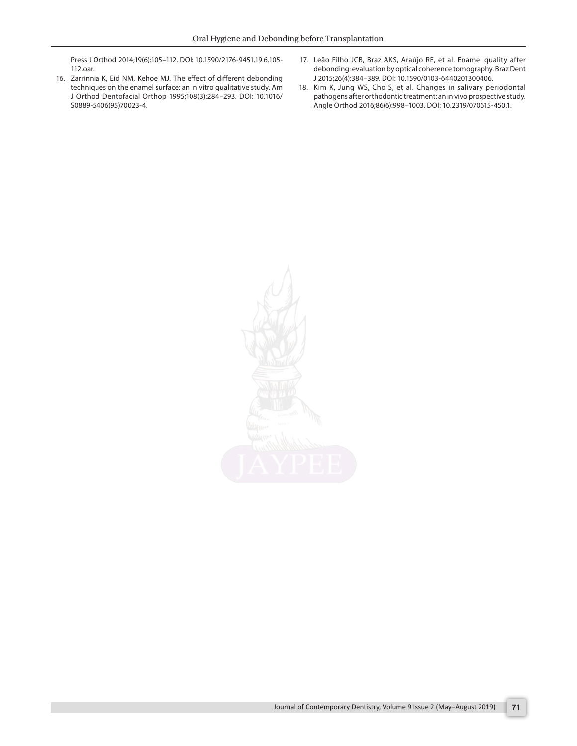Press J Orthod 2014;19(6):105–112. DOI: 10.1590/2176-9451.19.6.105-112.oar.

16. Zarrinnia K, Eid NM, Kehoe MJ. The effect of different debonding techniques on the enamel surface: an in vitro qualitative study. Am J Orthod Dentofacial Orthop 1995;108(3):284–293. DOI: 10.1016/S0889-5406(95)70023-4.
17. Leão Filho JCB, Braz AKS, Araújo RE, et al. Enamel quality after debonding: evaluation by optical coherence tomography. Braz Dent J 2015;26(4):384–389. DOI: 10.1590/0103-6440201300406.
18. Kim K, Jung WS, Cho S, et al. Changes in salivary periodontal pathogens after orthodontic treatment: an in vivo prospective study. Angle Orthod 2016;86(6):998–1003. DOI: 10.2319/070615-450.1.